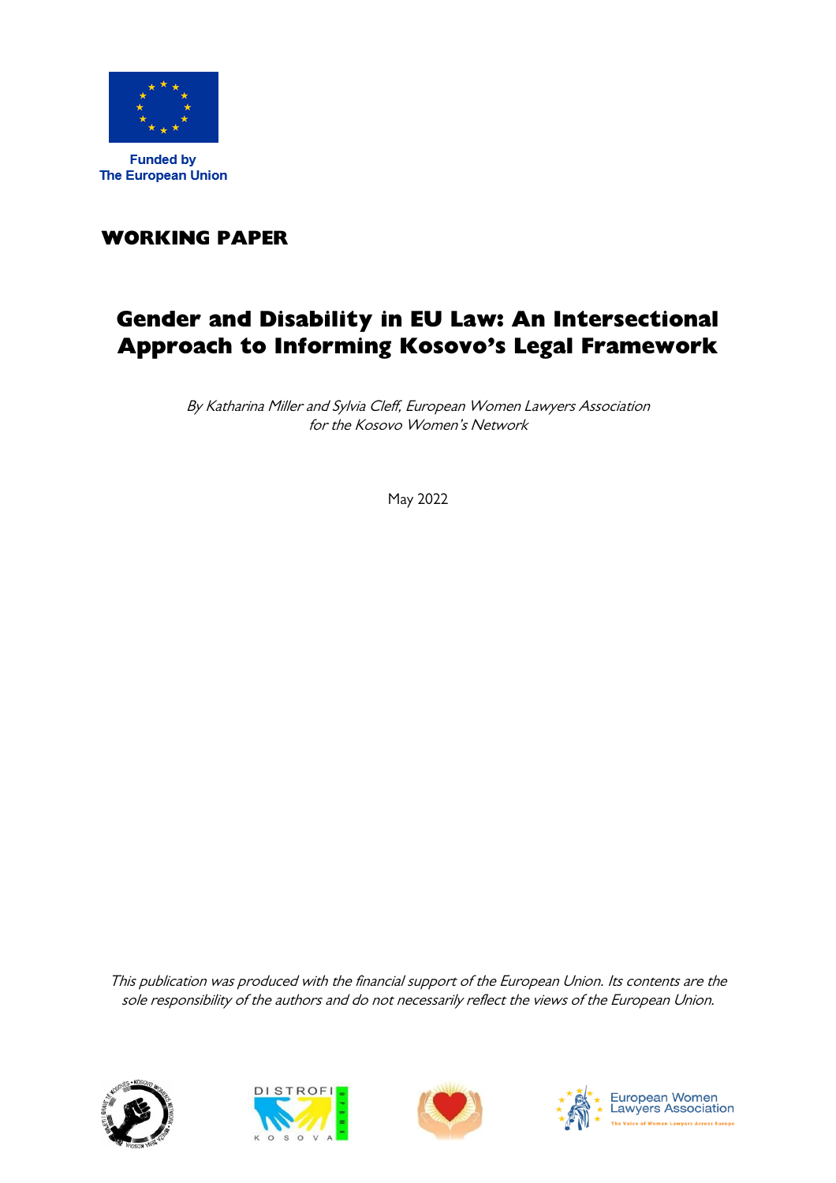Funded by
The European Union

**WORKING PAPER**

# Gender and Disability in EU Law: An Intersectional Approach to Informing Kosovo's Legal Framework

*By Katharina Miller and Sylvia Cleff, European Women Lawyers Association for the Kosovo Women's Network*

May 2022

*This publication was produced with the financial support of the European Union. Its contents are the sole responsibility of the authors and do not necessarily reflect the views of the European Union.*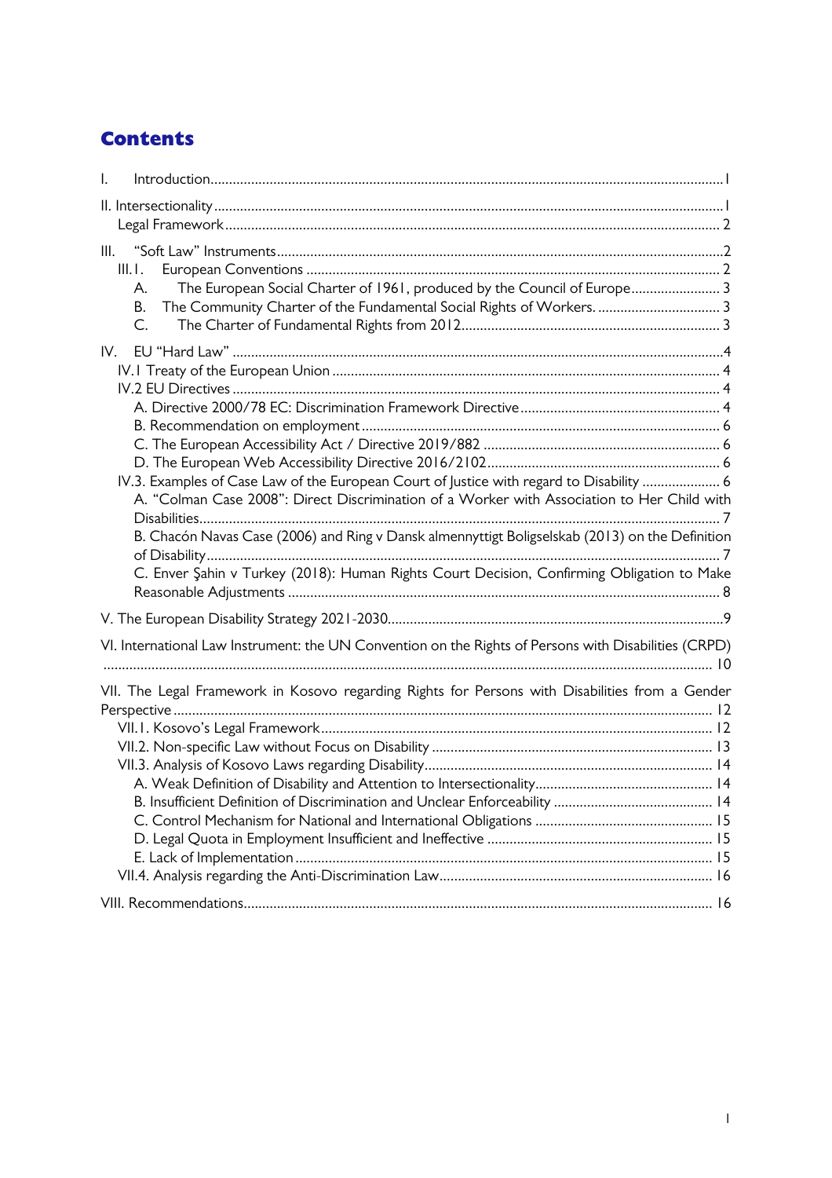# Contents

- I. Introduction ... 1
- II. Intersectionality ... 1
  - Legal Framework ... 2
- III. "Soft Law" Instruments ... 2
  - III.1. European Conventions ... 2
    - A. The European Social Charter of 1961, produced by the Council of Europe ... 3
    - B. The Community Charter of the Fundamental Social Rights of Workers. ... 3
    - C. The Charter of Fundamental Rights from 2012 ... 3
- IV. EU "Hard Law" ... 4
  - IV.1 Treaty of the European Union ... 4
  - IV.2 EU Directives ... 4
    - A. Directive 2000/78 EC: Discrimination Framework Directive ... 4
    - B. Recommendation on employment ... 6
    - C. The European Accessibility Act / Directive 2019/882 ... 6
    - D. The European Web Accessibility Directive 2016/2102 ... 6
  - IV.3. Examples of Case Law of the European Court of Justice with regard to Disability ... 6
    - A. "Colman Case 2008": Direct Discrimination of a Worker with Association to Her Child with Disabilities ... 7
    - B. Chacón Navas Case (2006) and Ring v Dansk almennyttigt Boligselskab (2013) on the Definition of Disability ... 7
    - C. Enver Şahin v Turkey (2018): Human Rights Court Decision, Confirming Obligation to Make Reasonable Adjustments ... 8
- V. The European Disability Strategy 2021-2030 ... 9
- VI. International Law Instrument: the UN Convention on the Rights of Persons with Disabilities (CRPD) ... 10
- VII. The Legal Framework in Kosovo regarding Rights for Persons with Disabilities from a Gender Perspective ... 12
  - VII.1. Kosovo's Legal Framework ... 12
  - VII.2. Non-specific Law without Focus on Disability ... 13
  - VII.3. Analysis of Kosovo Laws regarding Disability ... 14
    - A. Weak Definition of Disability and Attention to Intersectionality ... 14
    - B. Insufficient Definition of Discrimination and Unclear Enforceability ... 14
    - C. Control Mechanism for National and International Obligations ... 15
    - D. Legal Quota in Employment Insufficient and Ineffective ... 15
    - E. Lack of Implementation ... 15
  - VII.4. Analysis regarding the Anti-Discrimination Law ... 16
- VIII. Recommendations ... 16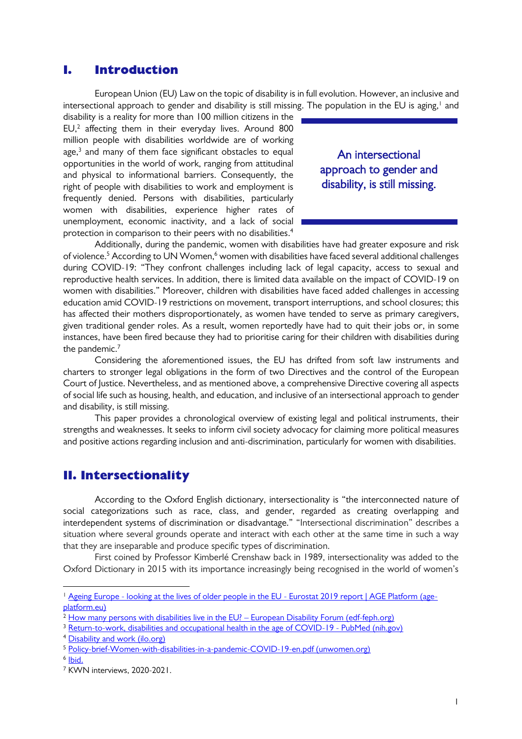# I. Introduction

European Union (EU) Law on the topic of disability is in full evolution. However, an inclusive and intersectional approach to gender and disability is still missing. The population in the EU is aging,[1] and disability is a reality for more than 100 million citizens in the EU,[2] affecting them in their everyday lives. Around 800 million people with disabilities worldwide are of working age,[3] and many of them face significant obstacles to equal opportunities in the world of work, ranging from attitudinal and physical to informational barriers. Consequently, the right of people with disabilities to work and employment is frequently denied. Persons with disabilities, particularly women with disabilities, experience higher rates of unemployment, economic inactivity, and a lack of social protection in comparison to their peers with no disabilities.[4]

> An intersectional approach to gender and disability, is still missing.

Additionally, during the pandemic, women with disabilities have had greater exposure and risk of violence.[5] According to UN Women,[6] women with disabilities have faced several additional challenges during COVID-19: "They confront challenges including lack of legal capacity, access to sexual and reproductive health services. In addition, there is limited data available on the impact of COVID-19 on women with disabilities." Moreover, children with disabilities have faced added challenges in accessing education amid COVID-19 restrictions on movement, transport interruptions, and school closures; this has affected their mothers disproportionately, as women have tended to serve as primary caregivers, given traditional gender roles. As a result, women reportedly have had to quit their jobs or, in some instances, have been fired because they had to prioritise caring for their children with disabilities during the pandemic.[7]

Considering the aforementioned issues, the EU has drifted from soft law instruments and charters to stronger legal obligations in the form of two Directives and the control of the European Court of Justice. Nevertheless, and as mentioned above, a comprehensive Directive covering all aspects of social life such as housing, health, and education, and inclusive of an intersectional approach to gender and disability, is still missing.

This paper provides a chronological overview of existing legal and political instruments, their strengths and weaknesses. It seeks to inform civil society advocacy for claiming more political measures and positive actions regarding inclusion and anti-discrimination, particularly for women with disabilities.

# II. Intersectionality

According to the Oxford English dictionary, intersectionality is "the interconnected nature of social categorizations such as race, class, and gender, regarded as creating overlapping and interdependent systems of discrimination or disadvantage." "Intersectional discrimination" describes a situation where several grounds operate and interact with each other at the same time in such a way that they are inseparable and produce specific types of discrimination.

First coined by Professor Kimberlé Crenshaw back in 1989, intersectionality was added to the Oxford Dictionary in 2015 with its importance increasingly being recognised in the world of women's

---

[1] Ageing Europe - looking at the lives of older people in the EU - Eurostat 2019 report | AGE Platform (age-platform.eu)

[2] How many persons with disabilities live in the EU? – European Disability Forum (edf-feph.org)

[3] Return-to-work, disabilities and occupational health in the age of COVID-19 - PubMed (nih.gov)

[4] Disability and work (ilo.org)

[5] Policy-brief-Women-with-disabilities-in-a-pandemic-COVID-19-en.pdf (unwomen.org)

[6] Ibid.

[7] KWN interviews, 2020-2021.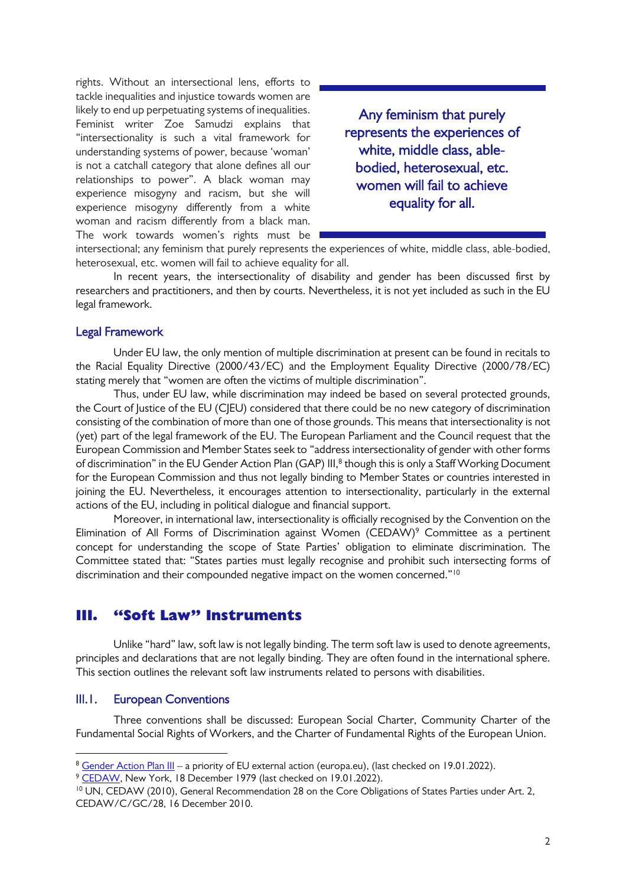rights. Without an intersectional lens, efforts to tackle inequalities and injustice towards women are likely to end up perpetuating systems of inequalities. Feminist writer Zoe Samudzi explains that "intersectionality is such a vital framework for understanding systems of power, because 'woman' is not a catchall category that alone defines all our relationships to power". A black woman may experience misogyny and racism, but she will experience misogyny differently from a white woman and racism differently from a black man. The work towards women's rights must be intersectional; any feminism that purely represents the experiences of white, middle class, able-bodied, heterosexual, etc. women will fail to achieve equality for all.

> Any feminism that purely represents the experiences of white, middle class, able-bodied, heterosexual, etc. women will fail to achieve equality for all.

In recent years, the intersectionality of disability and gender has been discussed first by researchers and practitioners, and then by courts. Nevertheless, it is not yet included as such in the EU legal framework.

### Legal Framework

Under EU law, the only mention of multiple discrimination at present can be found in recitals to the Racial Equality Directive (2000/43/EC) and the Employment Equality Directive (2000/78/EC) stating merely that "women are often the victims of multiple discrimination".

Thus, under EU law, while discrimination may indeed be based on several protected grounds, the Court of Justice of the EU (CJEU) considered that there could be no new category of discrimination consisting of the combination of more than one of those grounds. This means that intersectionality is not (yet) part of the legal framework of the EU. The European Parliament and the Council request that the European Commission and Member States seek to "address intersectionality of gender with other forms of discrimination" in the EU Gender Action Plan (GAP) III,[8] though this is only a Staff Working Document for the European Commission and thus not legally binding to Member States or countries interested in joining the EU. Nevertheless, it encourages attention to intersectionality, particularly in the external actions of the EU, including in political dialogue and financial support.

Moreover, in international law, intersectionality is officially recognised by the Convention on the Elimination of All Forms of Discrimination against Women (CEDAW)[9] Committee as a pertinent concept for understanding the scope of State Parties' obligation to eliminate discrimination. The Committee stated that: "States parties must legally recognise and prohibit such intersecting forms of discrimination and their compounded negative impact on the women concerned."[10]

## III. "Soft Law" Instruments

Unlike "hard" law, soft law is not legally binding. The term soft law is used to denote agreements, principles and declarations that are not legally binding. They are often found in the international sphere. This section outlines the relevant soft law instruments related to persons with disabilities.

### III.1. European Conventions

Three conventions shall be discussed: European Social Charter, Community Charter of the Fundamental Social Rights of Workers, and the Charter of Fundamental Rights of the European Union.

---

[8] Gender Action Plan III – a priority of EU external action (europa.eu), (last checked on 19.01.2022).

[9] CEDAW, New York, 18 December 1979 (last checked on 19.01.2022).

[10] UN, CEDAW (2010), General Recommendation 28 on the Core Obligations of States Parties under Art. 2, CEDAW/C/GC/28, 16 December 2010.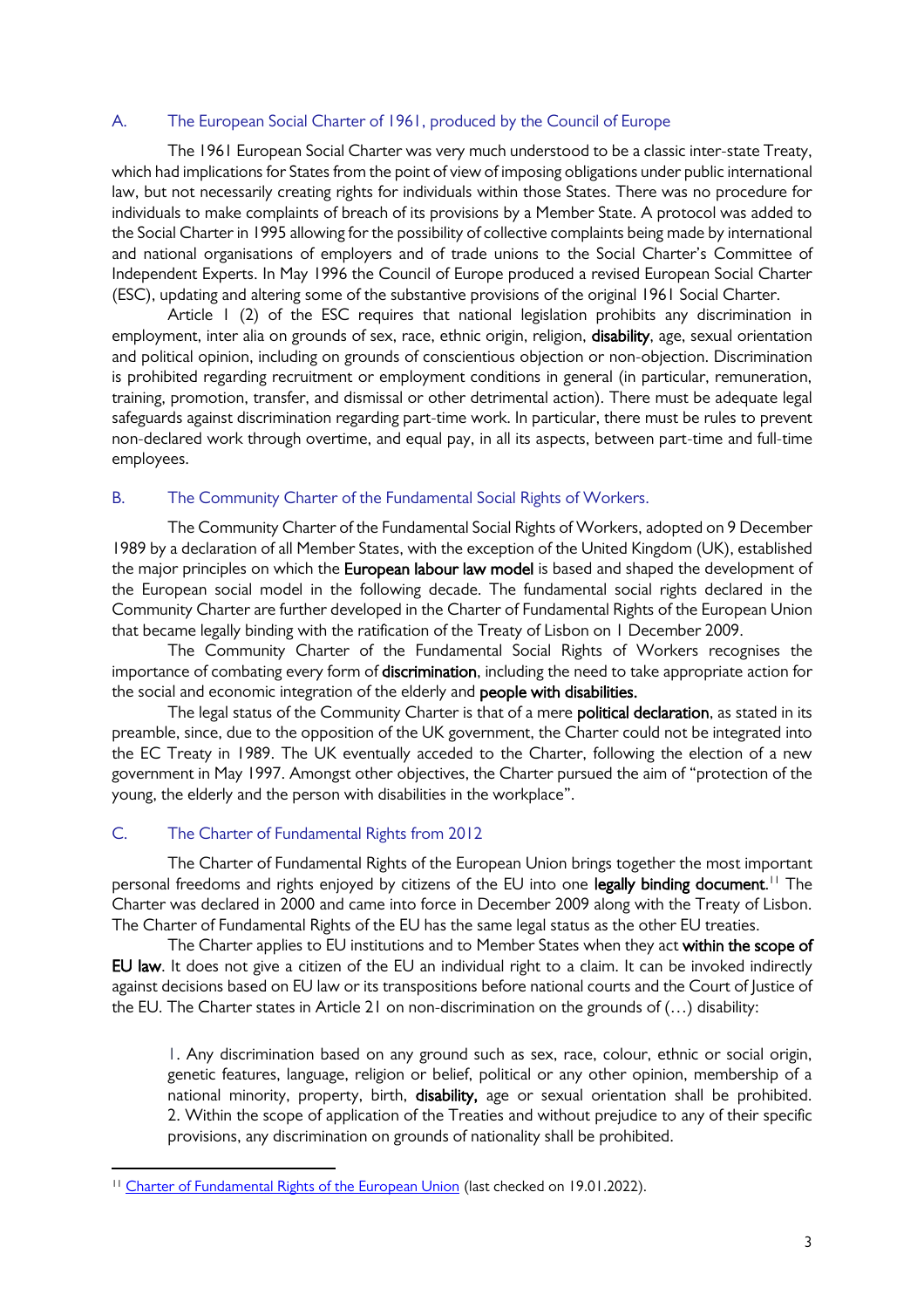### A. The European Social Charter of 1961, produced by the Council of Europe

The 1961 European Social Charter was very much understood to be a classic inter-state Treaty, which had implications for States from the point of view of imposing obligations under public international law, but not necessarily creating rights for individuals within those States. There was no procedure for individuals to make complaints of breach of its provisions by a Member State. A protocol was added to the Social Charter in 1995 allowing for the possibility of collective complaints being made by international and national organisations of employers and of trade unions to the Social Charter's Committee of Independent Experts. In May 1996 the Council of Europe produced a revised European Social Charter (ESC), updating and altering some of the substantive provisions of the original 1961 Social Charter.

Article 1 (2) of the ESC requires that national legislation prohibits any discrimination in employment, inter alia on grounds of sex, race, ethnic origin, religion, **disability**, age, sexual orientation and political opinion, including on grounds of conscientious objection or non-objection. Discrimination is prohibited regarding recruitment or employment conditions in general (in particular, remuneration, training, promotion, transfer, and dismissal or other detrimental action). There must be adequate legal safeguards against discrimination regarding part-time work. In particular, there must be rules to prevent non-declared work through overtime, and equal pay, in all its aspects, between part-time and full-time employees.

### B. The Community Charter of the Fundamental Social Rights of Workers.

The Community Charter of the Fundamental Social Rights of Workers, adopted on 9 December 1989 by a declaration of all Member States, with the exception of the United Kingdom (UK), established the major principles on which the **European labour law model** is based and shaped the development of the European social model in the following decade. The fundamental social rights declared in the Community Charter are further developed in the Charter of Fundamental Rights of the European Union that became legally binding with the ratification of the Treaty of Lisbon on 1 December 2009.

The Community Charter of the Fundamental Social Rights of Workers recognises the importance of combating every form of **discrimination**, including the need to take appropriate action for the social and economic integration of the elderly and **people with disabilities.**

The legal status of the Community Charter is that of a mere **political declaration**, as stated in its preamble, since, due to the opposition of the UK government, the Charter could not be integrated into the EC Treaty in 1989. The UK eventually acceded to the Charter, following the election of a new government in May 1997. Amongst other objectives, the Charter pursued the aim of "protection of the young, the elderly and the person with disabilities in the workplace".

### C. The Charter of Fundamental Rights from 2012

The Charter of Fundamental Rights of the European Union brings together the most important personal freedoms and rights enjoyed by citizens of the EU into one **legally binding document**.[11] The Charter was declared in 2000 and came into force in December 2009 along with the Treaty of Lisbon. The Charter of Fundamental Rights of the EU has the same legal status as the other EU treaties.

The Charter applies to EU institutions and to Member States when they act **within the scope of EU law**. It does not give a citizen of the EU an individual right to a claim. It can be invoked indirectly against decisions based on EU law or its transpositions before national courts and the Court of Justice of the EU. The Charter states in Article 21 on non-discrimination on the grounds of (…) disability:

> 1. Any discrimination based on any ground such as sex, race, colour, ethnic or social origin, genetic features, language, religion or belief, political or any other opinion, membership of a national minority, property, birth, **disability,** age or sexual orientation shall be prohibited.
> 2. Within the scope of application of the Treaties and without prejudice to any of their specific provisions, any discrimination on grounds of nationality shall be prohibited.

---

[11] Charter of Fundamental Rights of the European Union (last checked on 19.01.2022).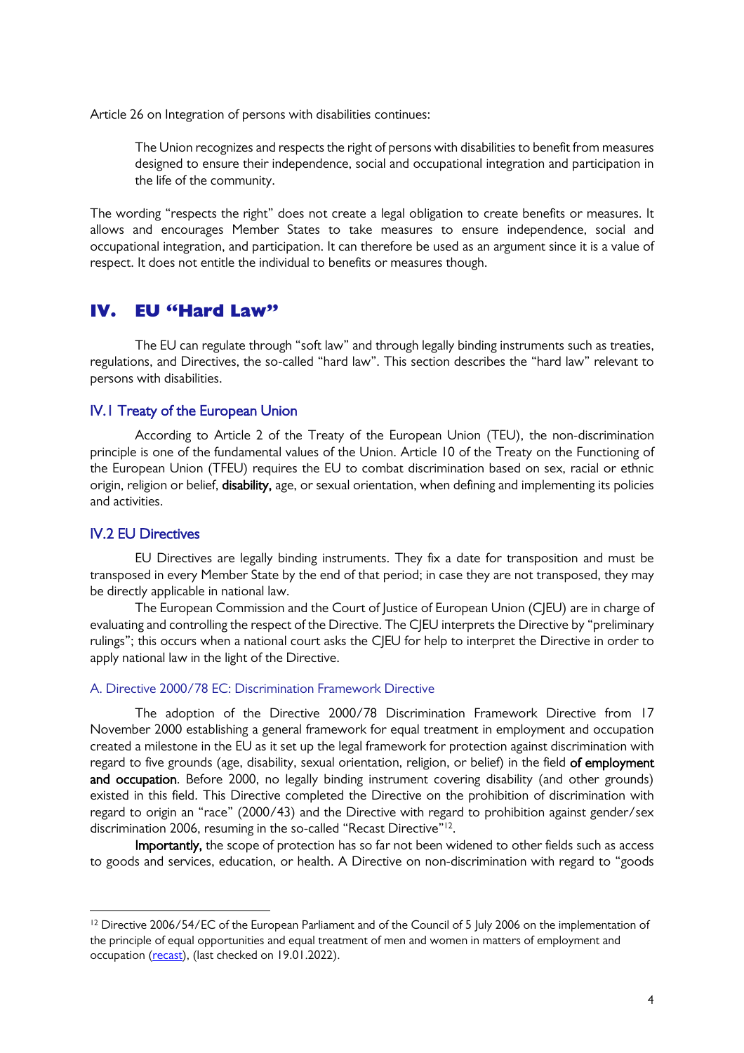Article 26 on Integration of persons with disabilities continues:

> The Union recognizes and respects the right of persons with disabilities to benefit from measures designed to ensure their independence, social and occupational integration and participation in the life of the community.

The wording "respects the right" does not create a legal obligation to create benefits or measures. It allows and encourages Member States to take measures to ensure independence, social and occupational integration, and participation. It can therefore be used as an argument since it is a value of respect. It does not entitle the individual to benefits or measures though.

# IV. EU "Hard Law"

The EU can regulate through "soft law" and through legally binding instruments such as treaties, regulations, and Directives, the so-called "hard law". This section describes the "hard law" relevant to persons with disabilities.

## IV.1 Treaty of the European Union

According to Article 2 of the Treaty of the European Union (TEU), the non-discrimination principle is one of the fundamental values of the Union. Article 10 of the Treaty on the Functioning of the European Union (TFEU) requires the EU to combat discrimination based on sex, racial or ethnic origin, religion or belief, **disability,** age, or sexual orientation, when defining and implementing its policies and activities.

## IV.2 EU Directives

EU Directives are legally binding instruments. They fix a date for transposition and must be transposed in every Member State by the end of that period; in case they are not transposed, they may be directly applicable in national law.

The European Commission and the Court of Justice of European Union (CJEU) are in charge of evaluating and controlling the respect of the Directive. The CJEU interprets the Directive by "preliminary rulings"; this occurs when a national court asks the CJEU for help to interpret the Directive in order to apply national law in the light of the Directive.

### A. Directive 2000/78 EC: Discrimination Framework Directive

The adoption of the Directive 2000/78 Discrimination Framework Directive from 17 November 2000 establishing a general framework for equal treatment in employment and occupation created a milestone in the EU as it set up the legal framework for protection against discrimination with regard to five grounds (age, disability, sexual orientation, religion, or belief) in the field **of employment and occupation**. Before 2000, no legally binding instrument covering disability (and other grounds) existed in this field. This Directive completed the Directive on the prohibition of discrimination with regard to origin an "race" (2000/43) and the Directive with regard to prohibition against gender/sex discrimination 2006, resuming in the so-called "Recast Directive"[12].

**Importantly,** the scope of protection has so far not been widened to other fields such as access to goods and services, education, or health. A Directive on non-discrimination with regard to "goods

[12] Directive 2006/54/EC of the European Parliament and of the Council of 5 July 2006 on the implementation of the principle of equal opportunities and equal treatment of men and women in matters of employment and occupation (recast), (last checked on 19.01.2022).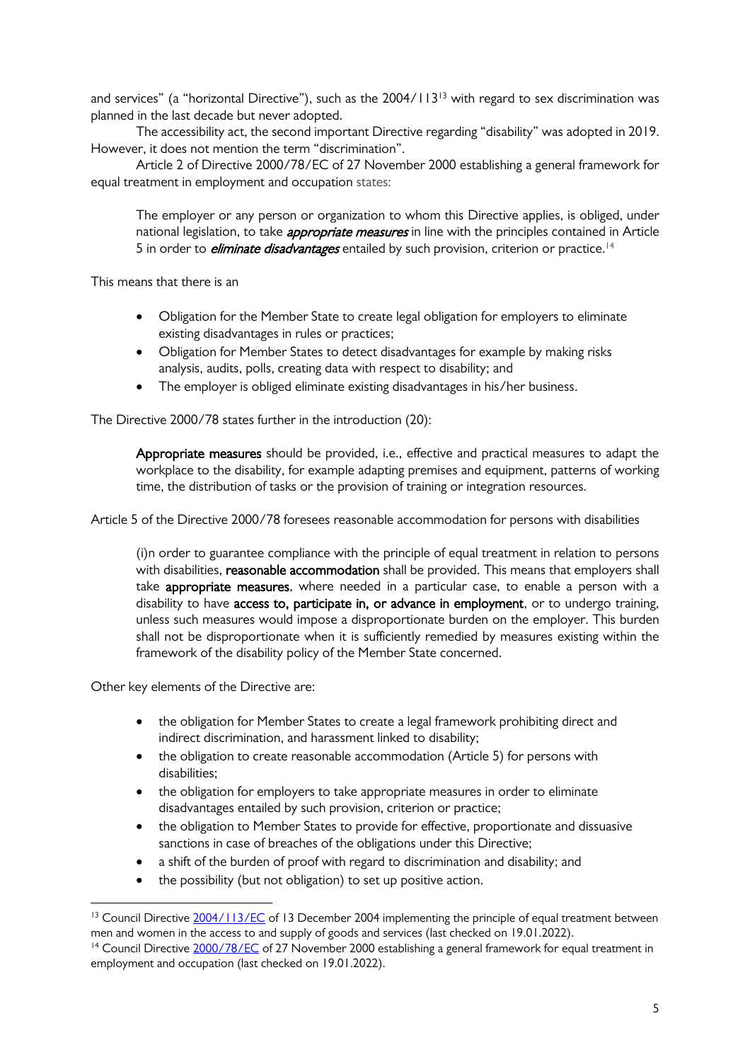and services" (a "horizontal Directive"), such as the 2004/113[13] with regard to sex discrimination was planned in the last decade but never adopted.

The accessibility act, the second important Directive regarding "disability" was adopted in 2019. However, it does not mention the term "discrimination".

Article 2 of Directive 2000/78/EC of 27 November 2000 establishing a general framework for equal treatment in employment and occupation states:

> The employer or any person or organization to whom this Directive applies, is obliged, under national legislation, to take ***appropriate measures*** in line with the principles contained in Article 5 in order to ***eliminate disadvantages*** entailed by such provision, criterion or practice.[14]

This means that there is an

- Obligation for the Member State to create legal obligation for employers to eliminate existing disadvantages in rules or practices;
- Obligation for Member States to detect disadvantages for example by making risks analysis, audits, polls, creating data with respect to disability; and
- The employer is obliged eliminate existing disadvantages in his/her business.

The Directive 2000/78 states further in the introduction (20):

> **Appropriate measures** should be provided, i.e., effective and practical measures to adapt the workplace to the disability, for example adapting premises and equipment, patterns of working time, the distribution of tasks or the provision of training or integration resources.

Article 5 of the Directive 2000/78 foresees reasonable accommodation for persons with disabilities

> (i)n order to guarantee compliance with the principle of equal treatment in relation to persons with disabilities, **reasonable accommodation** shall be provided. This means that employers shall take **appropriate measures**, where needed in a particular case, to enable a person with a disability to have **access to, participate in, or advance in employment**, or to undergo training, unless such measures would impose a disproportionate burden on the employer. This burden shall not be disproportionate when it is sufficiently remedied by measures existing within the framework of the disability policy of the Member State concerned.

Other key elements of the Directive are:

- the obligation for Member States to create a legal framework prohibiting direct and indirect discrimination, and harassment linked to disability;
- the obligation to create reasonable accommodation (Article 5) for persons with disabilities;
- the obligation for employers to take appropriate measures in order to eliminate disadvantages entailed by such provision, criterion or practice;
- the obligation to Member States to provide for effective, proportionate and dissuasive sanctions in case of breaches of the obligations under this Directive;
- a shift of the burden of proof with regard to discrimination and disability; and
- the possibility (but not obligation) to set up positive action.

---

[13] Council Directive 2004/113/EC of 13 December 2004 implementing the principle of equal treatment between men and women in the access to and supply of goods and services (last checked on 19.01.2022).

[14] Council Directive 2000/78/EC of 27 November 2000 establishing a general framework for equal treatment in employment and occupation (last checked on 19.01.2022).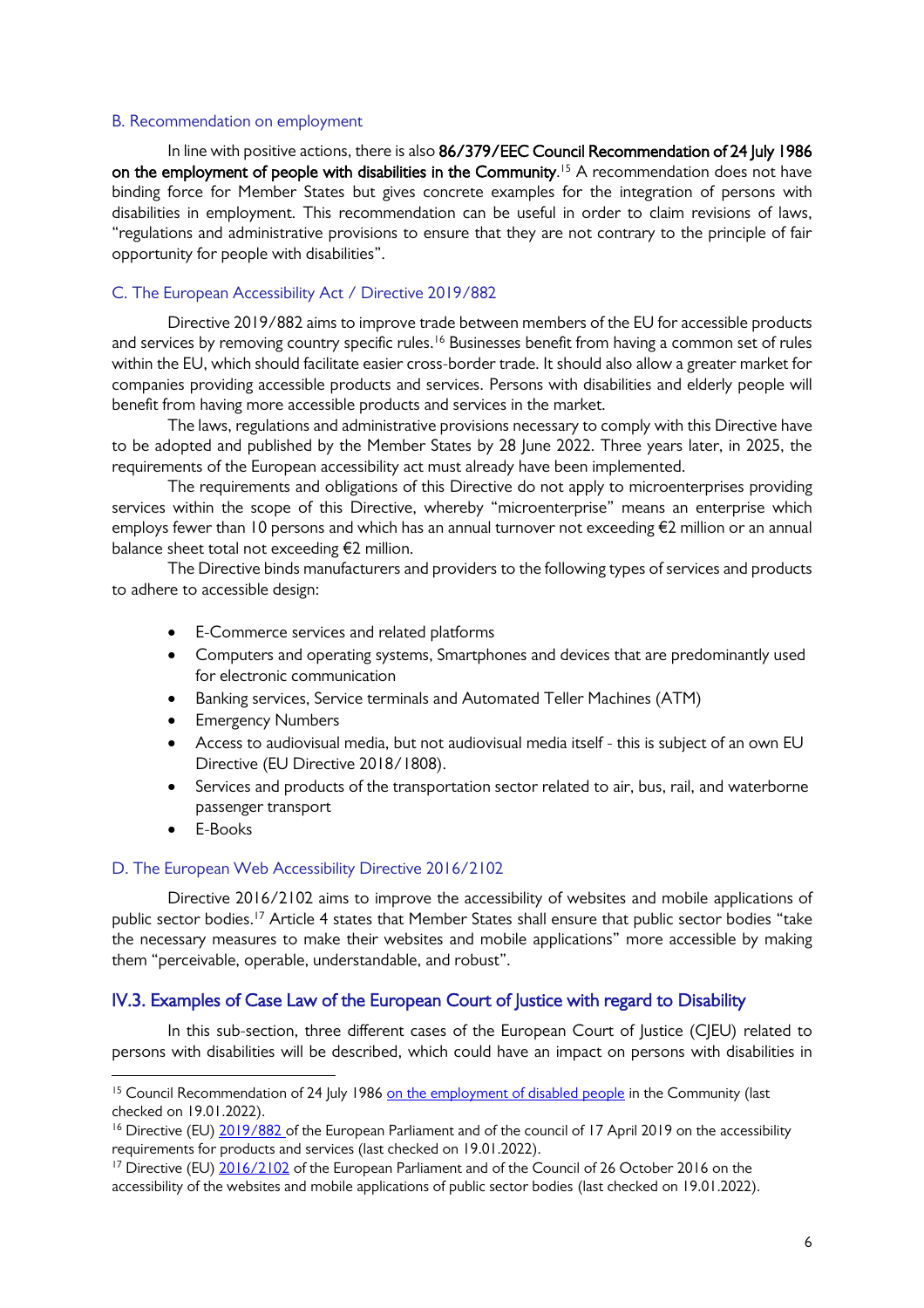### B. Recommendation on employment

In line with positive actions, there is also **86/379/EEC Council Recommendation of 24 July 1986 on the employment of people with disabilities in the Community**.[15] A recommendation does not have binding force for Member States but gives concrete examples for the integration of persons with disabilities in employment. This recommendation can be useful in order to claim revisions of laws, "regulations and administrative provisions to ensure that they are not contrary to the principle of fair opportunity for people with disabilities".

### C. The European Accessibility Act / Directive 2019/882

Directive 2019/882 aims to improve trade between members of the EU for accessible products and services by removing country specific rules.[16] Businesses benefit from having a common set of rules within the EU, which should facilitate easier cross-border trade. It should also allow a greater market for companies providing accessible products and services. Persons with disabilities and elderly people will benefit from having more accessible products and services in the market.

The laws, regulations and administrative provisions necessary to comply with this Directive have to be adopted and published by the Member States by 28 June 2022. Three years later, in 2025, the requirements of the European accessibility act must already have been implemented.

The requirements and obligations of this Directive do not apply to microenterprises providing services within the scope of this Directive, whereby "microenterprise" means an enterprise which employs fewer than 10 persons and which has an annual turnover not exceeding €2 million or an annual balance sheet total not exceeding €2 million.

The Directive binds manufacturers and providers to the following types of services and products to adhere to accessible design:

- E-Commerce services and related platforms
- Computers and operating systems, Smartphones and devices that are predominantly used for electronic communication
- Banking services, Service terminals and Automated Teller Machines (ATM)
- Emergency Numbers
- Access to audiovisual media, but not audiovisual media itself - this is subject of an own EU Directive (EU Directive 2018/1808).
- Services and products of the transportation sector related to air, bus, rail, and waterborne passenger transport
- E-Books

### D. The European Web Accessibility Directive 2016/2102

Directive 2016/2102 aims to improve the accessibility of websites and mobile applications of public sector bodies.[17] Article 4 states that Member States shall ensure that public sector bodies "take the necessary measures to make their websites and mobile applications" more accessible by making them "perceivable, operable, understandable, and robust".

## IV.3. Examples of Case Law of the European Court of Justice with regard to Disability

In this sub-section, three different cases of the European Court of Justice (CJEU) related to persons with disabilities will be described, which could have an impact on persons with disabilities in

---

[15] Council Recommendation of 24 July 1986 on the employment of disabled people in the Community (last checked on 19.01.2022).

[16] Directive (EU) 2019/882 of the European Parliament and of the council of 17 April 2019 on the accessibility requirements for products and services (last checked on 19.01.2022).

[17] Directive (EU) 2016/2102 of the European Parliament and of the Council of 26 October 2016 on the accessibility of the websites and mobile applications of public sector bodies (last checked on 19.01.2022).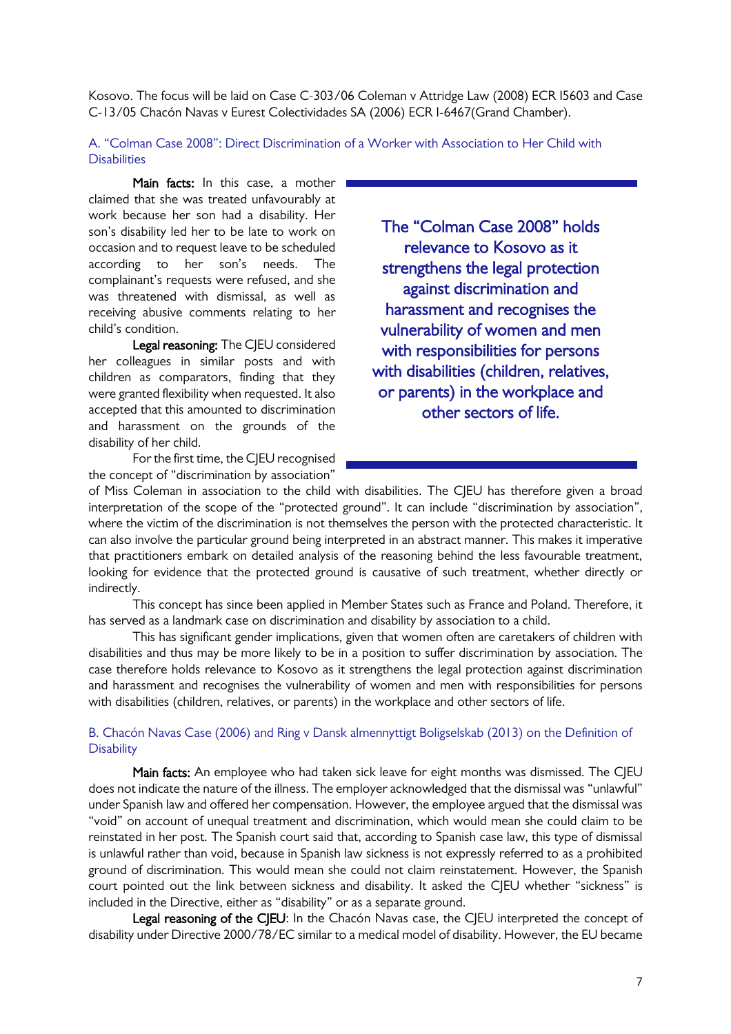Kosovo. The focus will be laid on Case C-303/06 Coleman v Attridge Law (2008) ECR I5603 and Case C-13/05 Chacón Navas v Eurest Colectividades SA (2006) ECR I-6467(Grand Chamber).

### A. "Colman Case 2008": Direct Discrimination of a Worker with Association to Her Child with Disabilities

> The "Colman Case 2008" holds relevance to Kosovo as it strengthens the legal protection against discrimination and harassment and recognises the vulnerability of women and men with responsibilities for persons with disabilities (children, relatives, or parents) in the workplace and other sectors of life.

**Main facts:** In this case, a mother claimed that she was treated unfavourably at work because her son had a disability. Her son's disability led her to be late to work on occasion and to request leave to be scheduled according to her son's needs. The complainant's requests were refused, and she was threatened with dismissal, as well as receiving abusive comments relating to her child's condition.

**Legal reasoning:** The CJEU considered her colleagues in similar posts and with children as comparators, finding that they were granted flexibility when requested. It also accepted that this amounted to discrimination and harassment on the grounds of the disability of her child.

For the first time, the CJEU recognised the concept of "discrimination by association" of Miss Coleman in association to the child with disabilities. The CJEU has therefore given a broad interpretation of the scope of the "protected ground". It can include "discrimination by association", where the victim of the discrimination is not themselves the person with the protected characteristic. It can also involve the particular ground being interpreted in an abstract manner. This makes it imperative that practitioners embark on detailed analysis of the reasoning behind the less favourable treatment, looking for evidence that the protected ground is causative of such treatment, whether directly or indirectly.

This concept has since been applied in Member States such as France and Poland. Therefore, it has served as a landmark case on discrimination and disability by association to a child.

This has significant gender implications, given that women often are caretakers of children with disabilities and thus may be more likely to be in a position to suffer discrimination by association. The case therefore holds relevance to Kosovo as it strengthens the legal protection against discrimination and harassment and recognises the vulnerability of women and men with responsibilities for persons with disabilities (children, relatives, or parents) in the workplace and other sectors of life.

### B. Chacón Navas Case (2006) and Ring v Dansk almennyttigt Boligselskab (2013) on the Definition of Disability

**Main facts:** An employee who had taken sick leave for eight months was dismissed. The CJEU does not indicate the nature of the illness. The employer acknowledged that the dismissal was "unlawful" under Spanish law and offered her compensation. However, the employee argued that the dismissal was "void" on account of unequal treatment and discrimination, which would mean she could claim to be reinstated in her post. The Spanish court said that, according to Spanish case law, this type of dismissal is unlawful rather than void, because in Spanish law sickness is not expressly referred to as a prohibited ground of discrimination. This would mean she could not claim reinstatement. However, the Spanish court pointed out the link between sickness and disability. It asked the CJEU whether "sickness" is included in the Directive, either as "disability" or as a separate ground.

**Legal reasoning of the CJEU**: In the Chacón Navas case, the CJEU interpreted the concept of disability under Directive 2000/78/EC similar to a medical model of disability. However, the EU became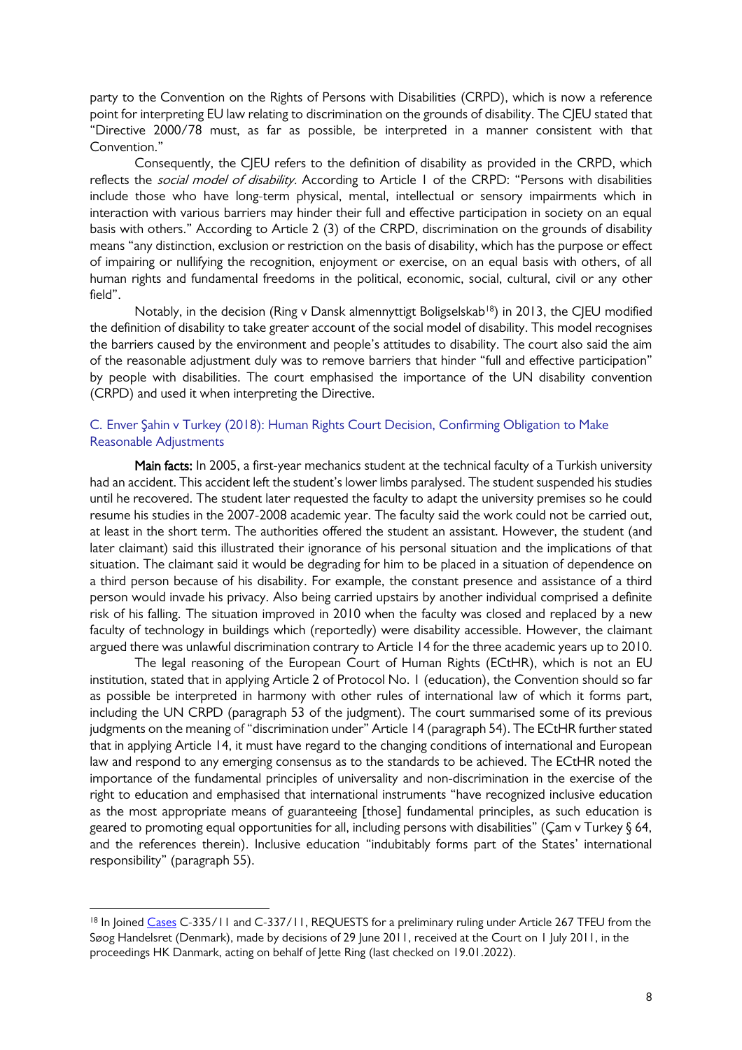party to the Convention on the Rights of Persons with Disabilities (CRPD), which is now a reference point for interpreting EU law relating to discrimination on the grounds of disability. The CJEU stated that "Directive 2000/78 must, as far as possible, be interpreted in a manner consistent with that Convention."

Consequently, the CJEU refers to the definition of disability as provided in the CRPD, which reflects the *social model of disability.* According to Article 1 of the CRPD: "Persons with disabilities include those who have long-term physical, mental, intellectual or sensory impairments which in interaction with various barriers may hinder their full and effective participation in society on an equal basis with others." According to Article 2 (3) of the CRPD, discrimination on the grounds of disability means "any distinction, exclusion or restriction on the basis of disability, which has the purpose or effect of impairing or nullifying the recognition, enjoyment or exercise, on an equal basis with others, of all human rights and fundamental freedoms in the political, economic, social, cultural, civil or any other field".

Notably, in the decision (Ring v Dansk almennyttigt Boligselskab[18]) in 2013, the CJEU modified the definition of disability to take greater account of the social model of disability. This model recognises the barriers caused by the environment and people's attitudes to disability. The court also said the aim of the reasonable adjustment duly was to remove barriers that hinder "full and effective participation" by people with disabilities. The court emphasised the importance of the UN disability convention (CRPD) and used it when interpreting the Directive.

### C. Enver Şahin v Turkey (2018): Human Rights Court Decision, Confirming Obligation to Make Reasonable Adjustments

**Main facts:** In 2005, a first-year mechanics student at the technical faculty of a Turkish university had an accident. This accident left the student's lower limbs paralysed. The student suspended his studies until he recovered. The student later requested the faculty to adapt the university premises so he could resume his studies in the 2007-2008 academic year. The faculty said the work could not be carried out, at least in the short term. The authorities offered the student an assistant. However, the student (and later claimant) said this illustrated their ignorance of his personal situation and the implications of that situation. The claimant said it would be degrading for him to be placed in a situation of dependence on a third person because of his disability. For example, the constant presence and assistance of a third person would invade his privacy. Also being carried upstairs by another individual comprised a definite risk of his falling. The situation improved in 2010 when the faculty was closed and replaced by a new faculty of technology in buildings which (reportedly) were disability accessible. However, the claimant argued there was unlawful discrimination contrary to Article 14 for the three academic years up to 2010.

The legal reasoning of the European Court of Human Rights (ECtHR), which is not an EU institution, stated that in applying Article 2 of Protocol No. 1 (education), the Convention should so far as possible be interpreted in harmony with other rules of international law of which it forms part, including the UN CRPD (paragraph 53 of the judgment). The court summarised some of its previous judgments on the meaning of "discrimination under" Article 14 (paragraph 54). The ECtHR further stated that in applying Article 14, it must have regard to the changing conditions of international and European law and respond to any emerging consensus as to the standards to be achieved. The ECtHR noted the importance of the fundamental principles of universality and non-discrimination in the exercise of the right to education and emphasised that international instruments "have recognized inclusive education as the most appropriate means of guaranteeing [those] fundamental principles, as such education is geared to promoting equal opportunities for all, including persons with disabilities" (Çam v Turkey § 64, and the references therein). Inclusive education "indubitably forms part of the States' international responsibility" (paragraph 55).

---

[18] In Joined Cases C-335/11 and C-337/11, REQUESTS for a preliminary ruling under Article 267 TFEU from the Søog Handelsret (Denmark), made by decisions of 29 June 2011, received at the Court on 1 July 2011, in the proceedings HK Danmark, acting on behalf of Jette Ring (last checked on 19.01.2022).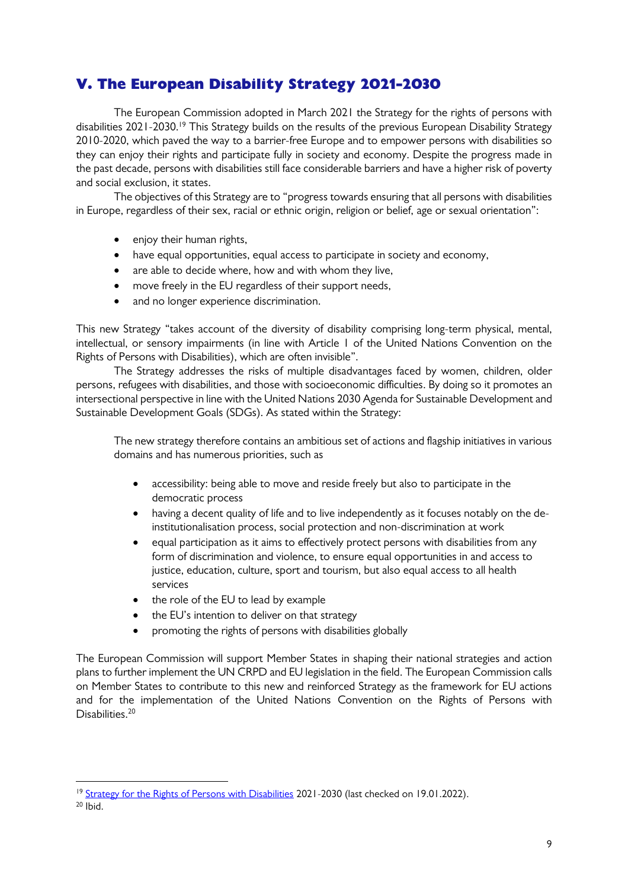## V. The European Disability Strategy 2021-2030

The European Commission adopted in March 2021 the Strategy for the rights of persons with disabilities 2021-2030.[19] This Strategy builds on the results of the previous European Disability Strategy 2010-2020, which paved the way to a barrier-free Europe and to empower persons with disabilities so they can enjoy their rights and participate fully in society and economy. Despite the progress made in the past decade, persons with disabilities still face considerable barriers and have a higher risk of poverty and social exclusion, it states.

The objectives of this Strategy are to "progress towards ensuring that all persons with disabilities in Europe, regardless of their sex, racial or ethnic origin, religion or belief, age or sexual orientation":

- enjoy their human rights,
- have equal opportunities, equal access to participate in society and economy,
- are able to decide where, how and with whom they live,
- move freely in the EU regardless of their support needs,
- and no longer experience discrimination.

This new Strategy "takes account of the diversity of disability comprising long-term physical, mental, intellectual, or sensory impairments (in line with Article 1 of the United Nations Convention on the Rights of Persons with Disabilities), which are often invisible".

The Strategy addresses the risks of multiple disadvantages faced by women, children, older persons, refugees with disabilities, and those with socioeconomic difficulties. By doing so it promotes an intersectional perspective in line with the United Nations 2030 Agenda for Sustainable Development and Sustainable Development Goals (SDGs). As stated within the Strategy:

> The new strategy therefore contains an ambitious set of actions and flagship initiatives in various domains and has numerous priorities, such as
>
> - accessibility: being able to move and reside freely but also to participate in the democratic process
> - having a decent quality of life and to live independently as it focuses notably on the de-institutionalisation process, social protection and non-discrimination at work
> - equal participation as it aims to effectively protect persons with disabilities from any form of discrimination and violence, to ensure equal opportunities in and access to justice, education, culture, sport and tourism, but also equal access to all health services
> - the role of the EU to lead by example
> - the EU's intention to deliver on that strategy
> - promoting the rights of persons with disabilities globally

The European Commission will support Member States in shaping their national strategies and action plans to further implement the UN CRPD and EU legislation in the field. The European Commission calls on Member States to contribute to this new and reinforced Strategy as the framework for EU actions and for the implementation of the United Nations Convention on the Rights of Persons with Disabilities.[20]

---

[19] Strategy for the Rights of Persons with Disabilities 2021-2030 (last checked on 19.01.2022).

[20] Ibid.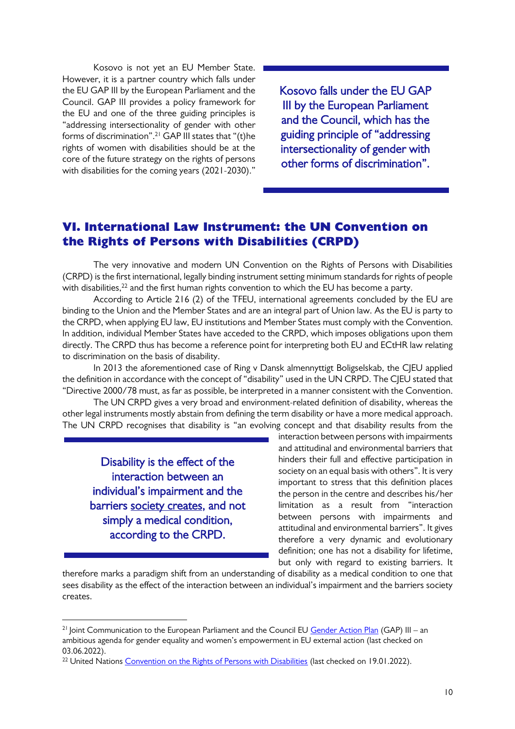Kosovo is not yet an EU Member State. However, it is a partner country which falls under the EU GAP III by the European Parliament and the Council. GAP III provides a policy framework for the EU and one of the three guiding principles is "addressing intersectionality of gender with other forms of discrimination".[21] GAP III states that "(t)he rights of women with disabilities should be at the core of the future strategy on the rights of persons with disabilities for the coming years (2021-2030)."

> Kosovo falls under the EU GAP III by the European Parliament and the Council, which has the guiding principle of "addressing intersectionality of gender with other forms of discrimination".

## VI. International Law Instrument: the UN Convention on the Rights of Persons with Disabilities (CRPD)

The very innovative and modern UN Convention on the Rights of Persons with Disabilities (CRPD) is the first international, legally binding instrument setting minimum standards for rights of people with disabilities,[22] and the first human rights convention to which the EU has become a party.

According to Article 216 (2) of the TFEU, international agreements concluded by the EU are binding to the Union and the Member States and are an integral part of Union law. As the EU is party to the CRPD, when applying EU law, EU institutions and Member States must comply with the Convention. In addition, individual Member States have acceded to the CRPD, which imposes obligations upon them directly. The CRPD thus has become a reference point for interpreting both EU and ECtHR law relating to discrimination on the basis of disability.

In 2013 the aforementioned case of Ring v Dansk almennyttigt Boligselskab, the CJEU applied the definition in accordance with the concept of "disability" used in the UN CRPD. The CJEU stated that "Directive 2000/78 must, as far as possible, be interpreted in a manner consistent with the Convention.

The UN CRPD gives a very broad and environment-related definition of disability, whereas the other legal instruments mostly abstain from defining the term disability or have a more medical approach. The UN CRPD recognises that disability is "an evolving concept and that disability results from the interaction between persons with impairments and attitudinal and environmental barriers that hinders their full and effective participation in society on an equal basis with others". It is very important to stress that this definition places the person in the centre and describes his/her limitation as a result from "interaction between persons with impairments and attitudinal and environmental barriers". It gives therefore a very dynamic and evolutionary definition; one has not a disability for lifetime, but only with regard to existing barriers. It therefore marks a paradigm shift from an understanding of disability as a medical condition to one that sees disability as the effect of the interaction between an individual's impairment and the barriers society creates.

> Disability is the effect of the interaction between an individual's impairment and the barriers society creates, and not simply a medical condition, according to the CRPD.

---

[21] Joint Communication to the European Parliament and the Council EU Gender Action Plan (GAP) III – an ambitious agenda for gender equality and women's empowerment in EU external action (last checked on 03.06.2022).

[22] United Nations Convention on the Rights of Persons with Disabilities (last checked on 19.01.2022).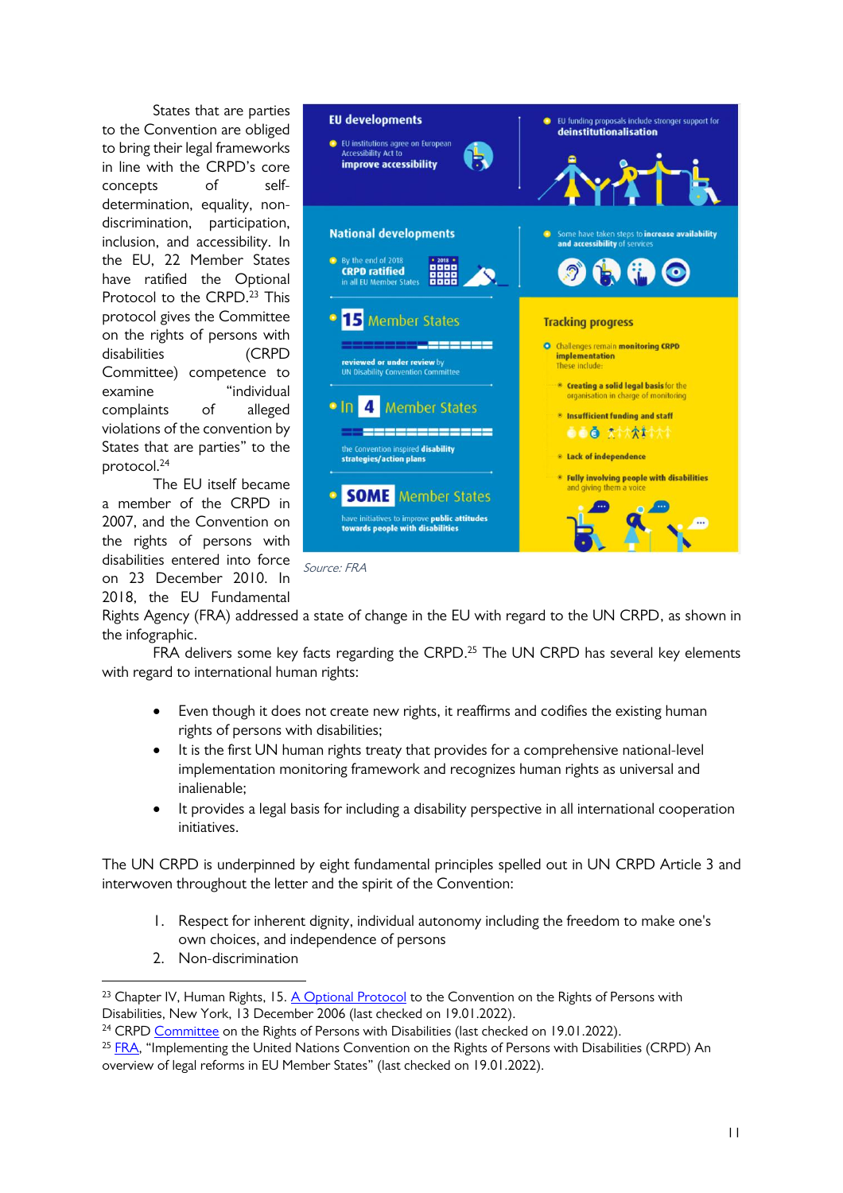States that are parties to the Convention are obliged to bring their legal frameworks in line with the CRPD's core concepts of self-determination, equality, non-discrimination, participation, inclusion, and accessibility. In the EU, 22 Member States have ratified the Optional Protocol to the CRPD.[23] This protocol gives the Committee on the rights of persons with disabilities (CRPD Committee) competence to examine "individual complaints of alleged violations of the convention by States that are parties" to the protocol.[24]

The EU itself became a member of the CRPD in 2007, and the Convention on the rights of persons with disabilities entered into force on 23 December 2010. In 2018, the EU Fundamental Rights Agency (FRA) addressed a state of change in the EU with regard to the UN CRPD, as shown in the infographic.

**EU developments**

- EU institutions agree on European Accessibility Act to **improve accessibility**
- EU funding proposals include stronger support for **deinstitutionalisation**

**National developments**

- By the end of 2018 **CRPD ratified** in all EU Member States
- Some have taken steps to **increase availability and accessibility** of services
- **15** Member States **reviewed or under review** by UN Disability Convention Committee
- In **4** Member States the Convention inspired **disability strategies/action plans**
- **SOME** Member States have initiatives to improve **public attitudes towards people with disabilities**

**Tracking progress**

Challenges remain **monitoring CRPD implementation**. These include:

- **Creating a solid legal basis** for the organisation in charge of monitoring
- **Insufficient funding and staff**
- **Lack of independence**
- **Fully involving people with disabilities** and giving them a voice

*Source: FRA*

FRA delivers some key facts regarding the CRPD.[25] The UN CRPD has several key elements with regard to international human rights:

- Even though it does not create new rights, it reaffirms and codifies the existing human rights of persons with disabilities;
- It is the first UN human rights treaty that provides for a comprehensive national-level implementation monitoring framework and recognizes human rights as universal and inalienable;
- It provides a legal basis for including a disability perspective in all international cooperation initiatives.

The UN CRPD is underpinned by eight fundamental principles spelled out in UN CRPD Article 3 and interwoven throughout the letter and the spirit of the Convention:

1. Respect for inherent dignity, individual autonomy including the freedom to make one's own choices, and independence of persons
2. Non-discrimination

---

[23] Chapter IV, Human Rights, 15. A Optional Protocol to the Convention on the Rights of Persons with Disabilities, New York, 13 December 2006 (last checked on 19.01.2022).

[24] CRPD Committee on the Rights of Persons with Disabilities (last checked on 19.01.2022).

[25] FRA, "Implementing the United Nations Convention on the Rights of Persons with Disabilities (CRPD) An overview of legal reforms in EU Member States" (last checked on 19.01.2022).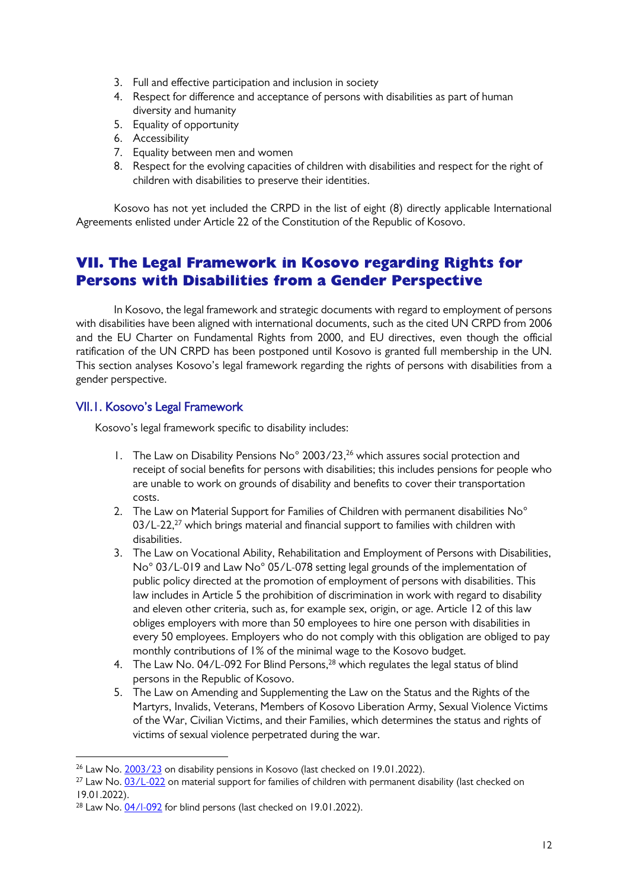3. Full and effective participation and inclusion in society
4. Respect for difference and acceptance of persons with disabilities as part of human diversity and humanity
5. Equality of opportunity
6. Accessibility
7. Equality between men and women
8. Respect for the evolving capacities of children with disabilities and respect for the right of children with disabilities to preserve their identities.

Kosovo has not yet included the CRPD in the list of eight (8) directly applicable International Agreements enlisted under Article 22 of the Constitution of the Republic of Kosovo.

# VII. The Legal Framework in Kosovo regarding Rights for Persons with Disabilities from a Gender Perspective

In Kosovo, the legal framework and strategic documents with regard to employment of persons with disabilities have been aligned with international documents, such as the cited UN CRPD from 2006 and the EU Charter on Fundamental Rights from 2000, and EU directives, even though the official ratification of the UN CRPD has been postponed until Kosovo is granted full membership in the UN. This section analyses Kosovo's legal framework regarding the rights of persons with disabilities from a gender perspective.

## VII.1. Kosovo's Legal Framework

Kosovo's legal framework specific to disability includes:

1. The Law on Disability Pensions No° 2003/23,[26] which assures social protection and receipt of social benefits for persons with disabilities; this includes pensions for people who are unable to work on grounds of disability and benefits to cover their transportation costs.
2. The Law on Material Support for Families of Children with permanent disabilities No° 03/L-22,[27] which brings material and financial support to families with children with disabilities.
3. The Law on Vocational Ability, Rehabilitation and Employment of Persons with Disabilities, No° 03/L-019 and Law No° 05/L-078 setting legal grounds of the implementation of public policy directed at the promotion of employment of persons with disabilities. This law includes in Article 5 the prohibition of discrimination in work with regard to disability and eleven other criteria, such as, for example sex, origin, or age. Article 12 of this law obliges employers with more than 50 employees to hire one person with disabilities in every 50 employees. Employers who do not comply with this obligation are obliged to pay monthly contributions of 1% of the minimal wage to the Kosovo budget.
4. The Law No. 04/L-092 For Blind Persons,[28] which regulates the legal status of blind persons in the Republic of Kosovo.
5. The Law on Amending and Supplementing the Law on the Status and the Rights of the Martyrs, Invalids, Veterans, Members of Kosovo Liberation Army, Sexual Violence Victims of the War, Civilian Victims, and their Families, which determines the status and rights of victims of sexual violence perpetrated during the war.

---

[26] Law No. 2003/23 on disability pensions in Kosovo (last checked on 19.01.2022).

[27] Law No. 03/L-022 on material support for families of children with permanent disability (last checked on 19.01.2022).

[28] Law No. 04/l-092 for blind persons (last checked on 19.01.2022).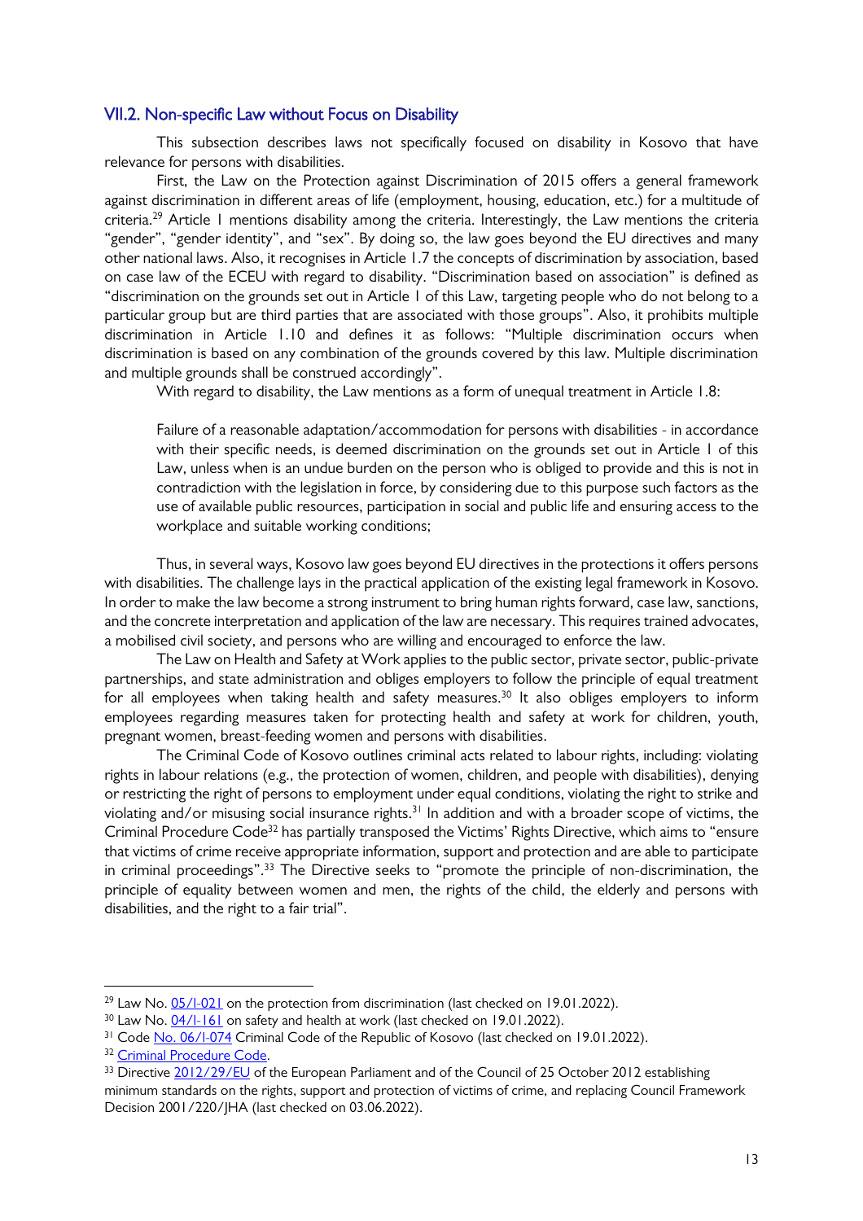### VII.2. Non-specific Law without Focus on Disability

This subsection describes laws not specifically focused on disability in Kosovo that have relevance for persons with disabilities.

First, the Law on the Protection against Discrimination of 2015 offers a general framework against discrimination in different areas of life (employment, housing, education, etc.) for a multitude of criteria.[29] Article 1 mentions disability among the criteria. Interestingly, the Law mentions the criteria "gender", "gender identity", and "sex". By doing so, the law goes beyond the EU directives and many other national laws. Also, it recognises in Article 1.7 the concepts of discrimination by association, based on case law of the ECEU with regard to disability. "Discrimination based on association" is defined as "discrimination on the grounds set out in Article 1 of this Law, targeting people who do not belong to a particular group but are third parties that are associated with those groups". Also, it prohibits multiple discrimination in Article 1.10 and defines it as follows: "Multiple discrimination occurs when discrimination is based on any combination of the grounds covered by this law. Multiple discrimination and multiple grounds shall be construed accordingly".

With regard to disability, the Law mentions as a form of unequal treatment in Article 1.8:

> Failure of a reasonable adaptation/accommodation for persons with disabilities - in accordance with their specific needs, is deemed discrimination on the grounds set out in Article 1 of this Law, unless when is an undue burden on the person who is obliged to provide and this is not in contradiction with the legislation in force, by considering due to this purpose such factors as the use of available public resources, participation in social and public life and ensuring access to the workplace and suitable working conditions;

Thus, in several ways, Kosovo law goes beyond EU directives in the protections it offers persons with disabilities. The challenge lays in the practical application of the existing legal framework in Kosovo. In order to make the law become a strong instrument to bring human rights forward, case law, sanctions, and the concrete interpretation and application of the law are necessary. This requires trained advocates, a mobilised civil society, and persons who are willing and encouraged to enforce the law.

The Law on Health and Safety at Work applies to the public sector, private sector, public-private partnerships, and state administration and obliges employers to follow the principle of equal treatment for all employees when taking health and safety measures.[30] It also obliges employers to inform employees regarding measures taken for protecting health and safety at work for children, youth, pregnant women, breast-feeding women and persons with disabilities.

The Criminal Code of Kosovo outlines criminal acts related to labour rights, including: violating rights in labour relations (e.g., the protection of women, children, and people with disabilities), denying or restricting the right of persons to employment under equal conditions, violating the right to strike and violating and/or misusing social insurance rights.[31] In addition and with a broader scope of victims, the Criminal Procedure Code[32] has partially transposed the Victims' Rights Directive, which aims to "ensure that victims of crime receive appropriate information, support and protection and are able to participate in criminal proceedings".[33] The Directive seeks to "promote the principle of non-discrimination, the principle of equality between women and men, the rights of the child, the elderly and persons with disabilities, and the right to a fair trial".

---

[29] Law No. 05/l-021 on the protection from discrimination (last checked on 19.01.2022).

[30] Law No. 04/l-161 on safety and health at work (last checked on 19.01.2022).

[31] Code No. 06/l-074 Criminal Code of the Republic of Kosovo (last checked on 19.01.2022).

[32] Criminal Procedure Code.

[33] Directive 2012/29/EU of the European Parliament and of the Council of 25 October 2012 establishing minimum standards on the rights, support and protection of victims of crime, and replacing Council Framework Decision 2001/220/JHA (last checked on 03.06.2022).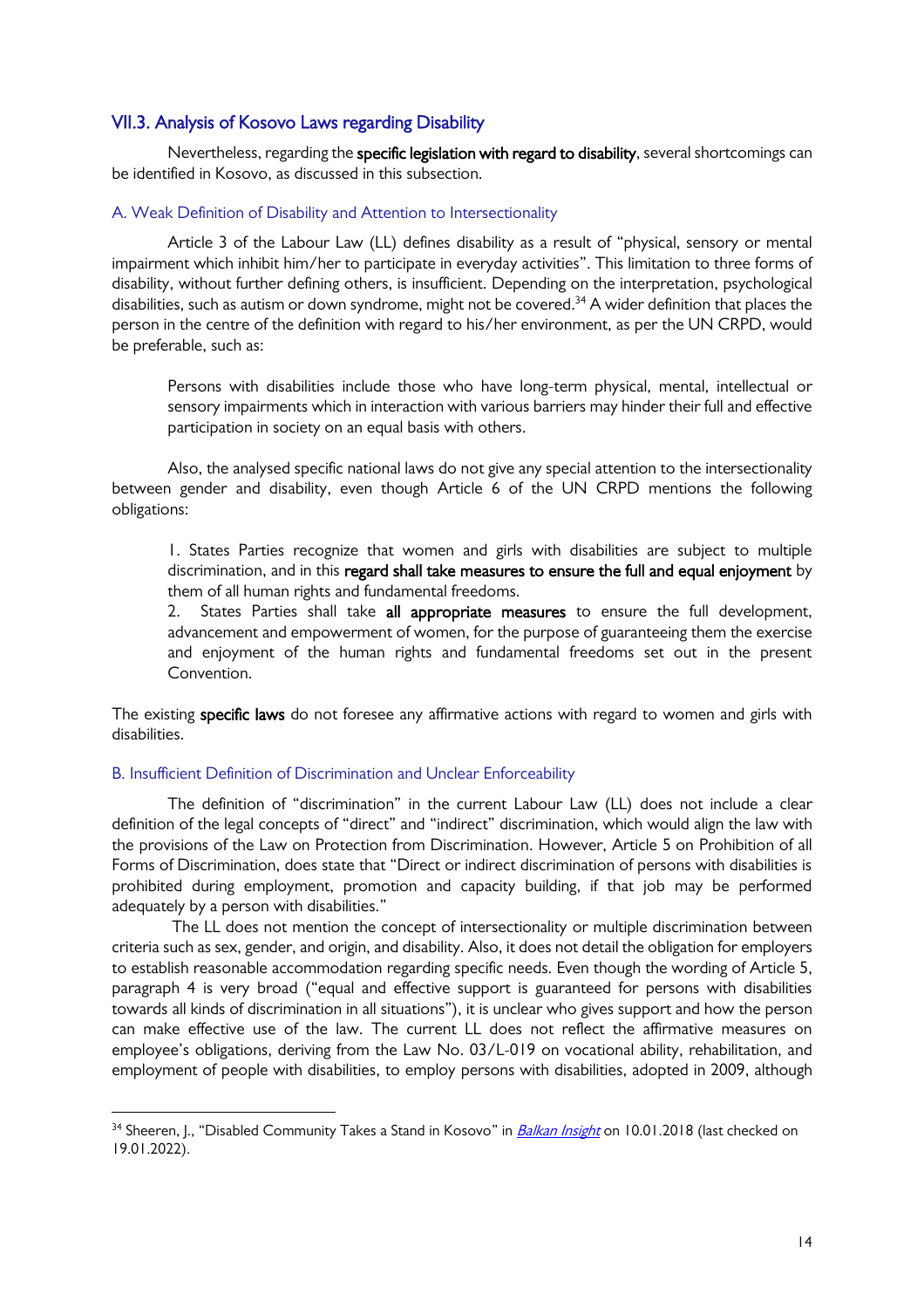## VII.3. Analysis of Kosovo Laws regarding Disability

Nevertheless, regarding the **specific legislation with regard to disability**, several shortcomings can be identified in Kosovo, as discussed in this subsection.

### A. Weak Definition of Disability and Attention to Intersectionality

Article 3 of the Labour Law (LL) defines disability as a result of "physical, sensory or mental impairment which inhibit him/her to participate in everyday activities". This limitation to three forms of disability, without further defining others, is insufficient. Depending on the interpretation, psychological disabilities, such as autism or down syndrome, might not be covered.[34] A wider definition that places the person in the centre of the definition with regard to his/her environment, as per the UN CRPD, would be preferable, such as:

> Persons with disabilities include those who have long-term physical, mental, intellectual or sensory impairments which in interaction with various barriers may hinder their full and effective participation in society on an equal basis with others.

Also, the analysed specific national laws do not give any special attention to the intersectionality between gender and disability, even though Article 6 of the UN CRPD mentions the following obligations:

> 1. States Parties recognize that women and girls with disabilities are subject to multiple discrimination, and in this **regard shall take measures to ensure the full and equal enjoyment** by them of all human rights and fundamental freedoms.
> 2. States Parties shall take **all appropriate measures** to ensure the full development, advancement and empowerment of women, for the purpose of guaranteeing them the exercise and enjoyment of the human rights and fundamental freedoms set out in the present Convention.

The existing **specific laws** do not foresee any affirmative actions with regard to women and girls with disabilities.

### B. Insufficient Definition of Discrimination and Unclear Enforceability

The definition of "discrimination" in the current Labour Law (LL) does not include a clear definition of the legal concepts of "direct" and "indirect" discrimination, which would align the law with the provisions of the Law on Protection from Discrimination. However, Article 5 on Prohibition of all Forms of Discrimination, does state that "Direct or indirect discrimination of persons with disabilities is prohibited during employment, promotion and capacity building, if that job may be performed adequately by a person with disabilities."

The LL does not mention the concept of intersectionality or multiple discrimination between criteria such as sex, gender, and origin, and disability. Also, it does not detail the obligation for employers to establish reasonable accommodation regarding specific needs. Even though the wording of Article 5, paragraph 4 is very broad ("equal and effective support is guaranteed for persons with disabilities towards all kinds of discrimination in all situations"), it is unclear who gives support and how the person can make effective use of the law. The current LL does not reflect the affirmative measures on employee's obligations, deriving from the Law No. 03/L-019 on vocational ability, rehabilitation, and employment of people with disabilities, to employ persons with disabilities, adopted in 2009, although

---

[34] Sheeren, J., "Disabled Community Takes a Stand in Kosovo" in *Balkan Insight* on 10.01.2018 (last checked on 19.01.2022).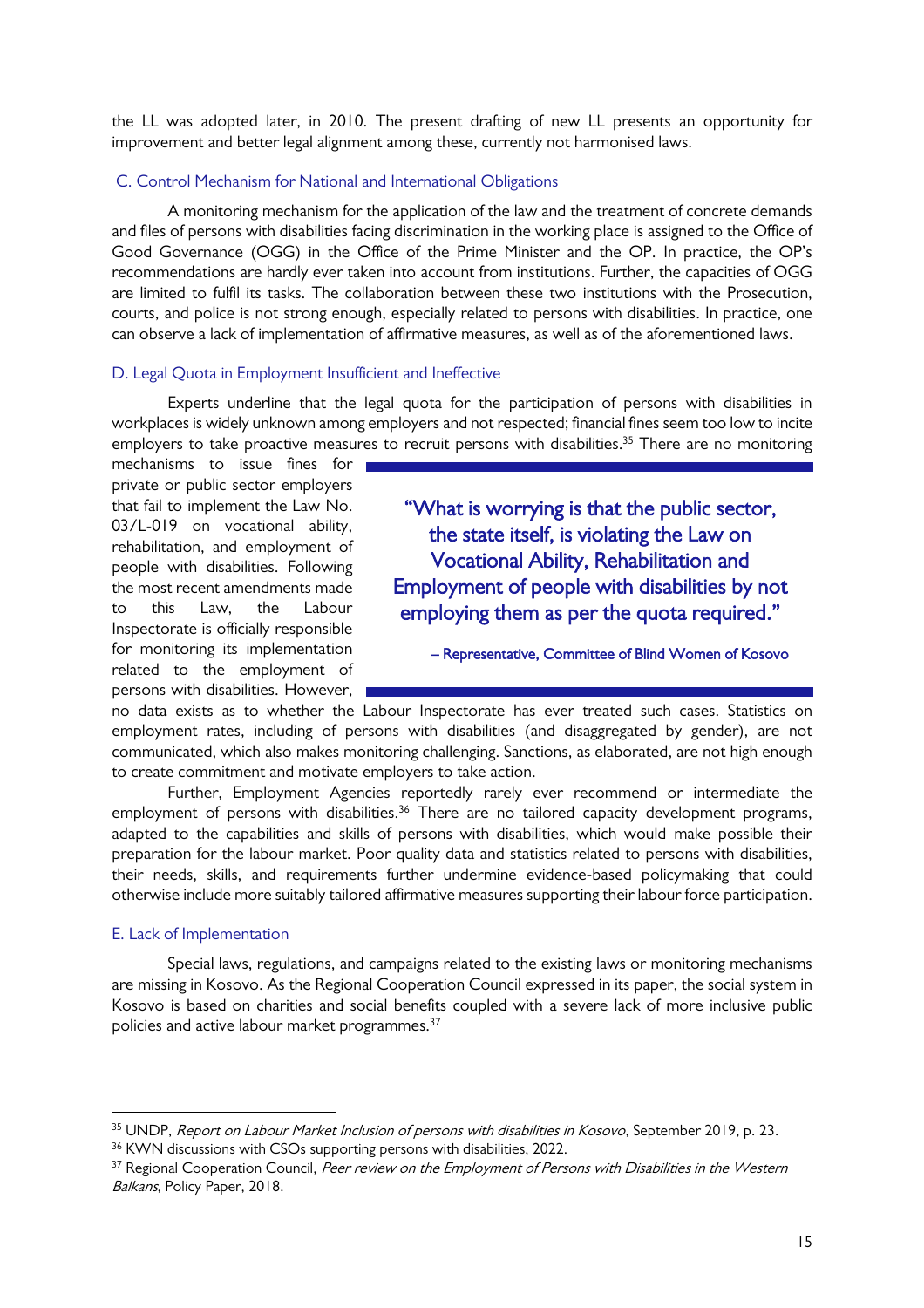the LL was adopted later, in 2010. The present drafting of new LL presents an opportunity for improvement and better legal alignment among these, currently not harmonised laws.

### C. Control Mechanism for National and International Obligations

A monitoring mechanism for the application of the law and the treatment of concrete demands and files of persons with disabilities facing discrimination in the working place is assigned to the Office of Good Governance (OGG) in the Office of the Prime Minister and the OP. In practice, the OP's recommendations are hardly ever taken into account from institutions. Further, the capacities of OGG are limited to fulfil its tasks. The collaboration between these two institutions with the Prosecution, courts, and police is not strong enough, especially related to persons with disabilities. In practice, one can observe a lack of implementation of affirmative measures, as well as of the aforementioned laws.

### D. Legal Quota in Employment Insufficient and Ineffective

Experts underline that the legal quota for the participation of persons with disabilities in workplaces is widely unknown among employers and not respected; financial fines seem too low to incite employers to take proactive measures to recruit persons with disabilities.[35] There are no monitoring mechanisms to issue fines for private or public sector employers that fail to implement the Law No. 03/L-019 on vocational ability, rehabilitation, and employment of people with disabilities. Following the most recent amendments made to this Law, the Labour Inspectorate is officially responsible for monitoring its implementation related to the employment of persons with disabilities. However, no data exists as to whether the Labour Inspectorate has ever treated such cases. Statistics on employment rates, including of persons with disabilities (and disaggregated by gender), are not communicated, which also makes monitoring challenging. Sanctions, as elaborated, are not high enough to create commitment and motivate employers to take action.

> "What is worrying is that the public sector, the state itself, is violating the Law on Vocational Ability, Rehabilitation and Employment of people with disabilities by not employing them as per the quota required."
>
> – Representative, Committee of Blind Women of Kosovo

Further, Employment Agencies reportedly rarely ever recommend or intermediate the employment of persons with disabilities.[36] There are no tailored capacity development programs, adapted to the capabilities and skills of persons with disabilities, which would make possible their preparation for the labour market. Poor quality data and statistics related to persons with disabilities, their needs, skills, and requirements further undermine evidence-based policymaking that could otherwise include more suitably tailored affirmative measures supporting their labour force participation.

### E. Lack of Implementation

Special laws, regulations, and campaigns related to the existing laws or monitoring mechanisms are missing in Kosovo. As the Regional Cooperation Council expressed in its paper, the social system in Kosovo is based on charities and social benefits coupled with a severe lack of more inclusive public policies and active labour market programmes.[37]

---

[35] UNDP, *Report on Labour Market Inclusion of persons with disabilities in Kosovo*, September 2019, p. 23.

[36] KWN discussions with CSOs supporting persons with disabilities, 2022.

[37] Regional Cooperation Council, *Peer review on the Employment of Persons with Disabilities in the Western Balkans*, Policy Paper, 2018.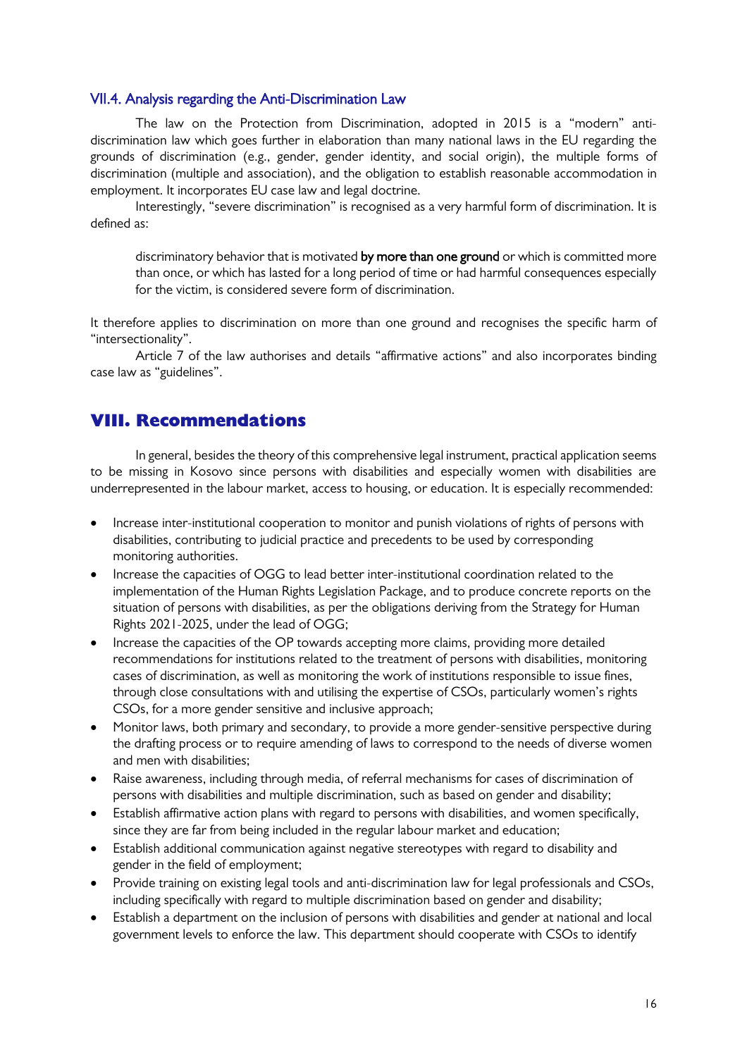### VII.4. Analysis regarding the Anti-Discrimination Law

The law on the Protection from Discrimination, adopted in 2015 is a "modern" anti-discrimination law which goes further in elaboration than many national laws in the EU regarding the grounds of discrimination (e.g., gender, gender identity, and social origin), the multiple forms of discrimination (multiple and association), and the obligation to establish reasonable accommodation in employment. It incorporates EU case law and legal doctrine.

Interestingly, "severe discrimination" is recognised as a very harmful form of discrimination. It is defined as:

> discriminatory behavior that is motivated **by more than one ground** or which is committed more than once, or which has lasted for a long period of time or had harmful consequences especially for the victim, is considered severe form of discrimination.

It therefore applies to discrimination on more than one ground and recognises the specific harm of "intersectionality".

Article 7 of the law authorises and details "affirmative actions" and also incorporates binding case law as "guidelines".

## VIII. Recommendations

In general, besides the theory of this comprehensive legal instrument, practical application seems to be missing in Kosovo since persons with disabilities and especially women with disabilities are underrepresented in the labour market, access to housing, or education. It is especially recommended:

- Increase inter-institutional cooperation to monitor and punish violations of rights of persons with disabilities, contributing to judicial practice and precedents to be used by corresponding monitoring authorities.
- Increase the capacities of OGG to lead better inter-institutional coordination related to the implementation of the Human Rights Legislation Package, and to produce concrete reports on the situation of persons with disabilities, as per the obligations deriving from the Strategy for Human Rights 2021-2025, under the lead of OGG;
- Increase the capacities of the OP towards accepting more claims, providing more detailed recommendations for institutions related to the treatment of persons with disabilities, monitoring cases of discrimination, as well as monitoring the work of institutions responsible to issue fines, through close consultations with and utilising the expertise of CSOs, particularly women's rights CSOs, for a more gender sensitive and inclusive approach;
- Monitor laws, both primary and secondary, to provide a more gender-sensitive perspective during the drafting process or to require amending of laws to correspond to the needs of diverse women and men with disabilities;
- Raise awareness, including through media, of referral mechanisms for cases of discrimination of persons with disabilities and multiple discrimination, such as based on gender and disability;
- Establish affirmative action plans with regard to persons with disabilities, and women specifically, since they are far from being included in the regular labour market and education;
- Establish additional communication against negative stereotypes with regard to disability and gender in the field of employment;
- Provide training on existing legal tools and anti-discrimination law for legal professionals and CSOs, including specifically with regard to multiple discrimination based on gender and disability;
- Establish a department on the inclusion of persons with disabilities and gender at national and local government levels to enforce the law. This department should cooperate with CSOs to identify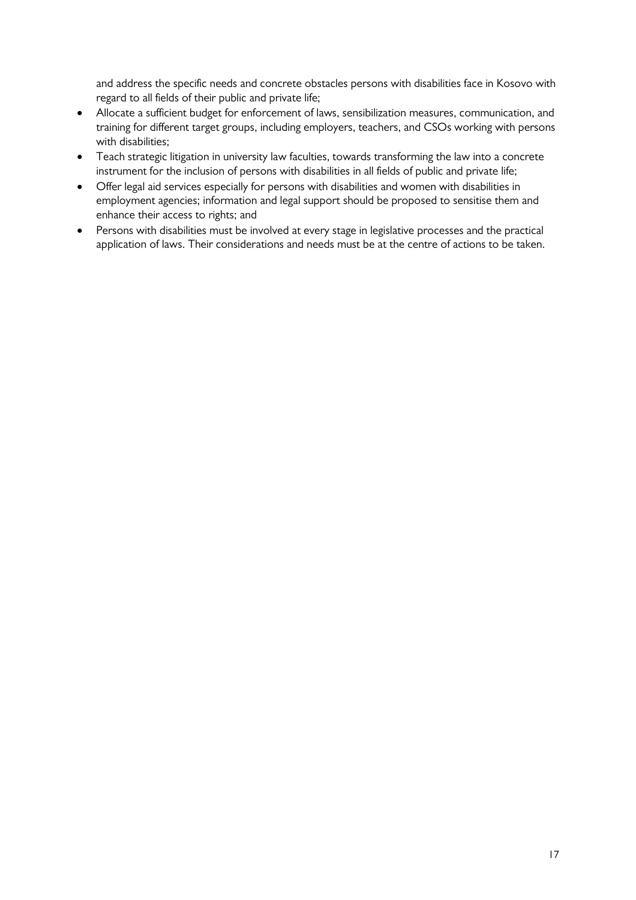and address the specific needs and concrete obstacles persons with disabilities face in Kosovo with regard to all fields of their public and private life;

- Allocate a sufficient budget for enforcement of laws, sensibilization measures, communication, and training for different target groups, including employers, teachers, and CSOs working with persons with disabilities;
- Teach strategic litigation in university law faculties, towards transforming the law into a concrete instrument for the inclusion of persons with disabilities in all fields of public and private life;
- Offer legal aid services especially for persons with disabilities and women with disabilities in employment agencies; information and legal support should be proposed to sensitise them and enhance their access to rights; and
- Persons with disabilities must be involved at every stage in legislative processes and the practical application of laws. Their considerations and needs must be at the centre of actions to be taken.